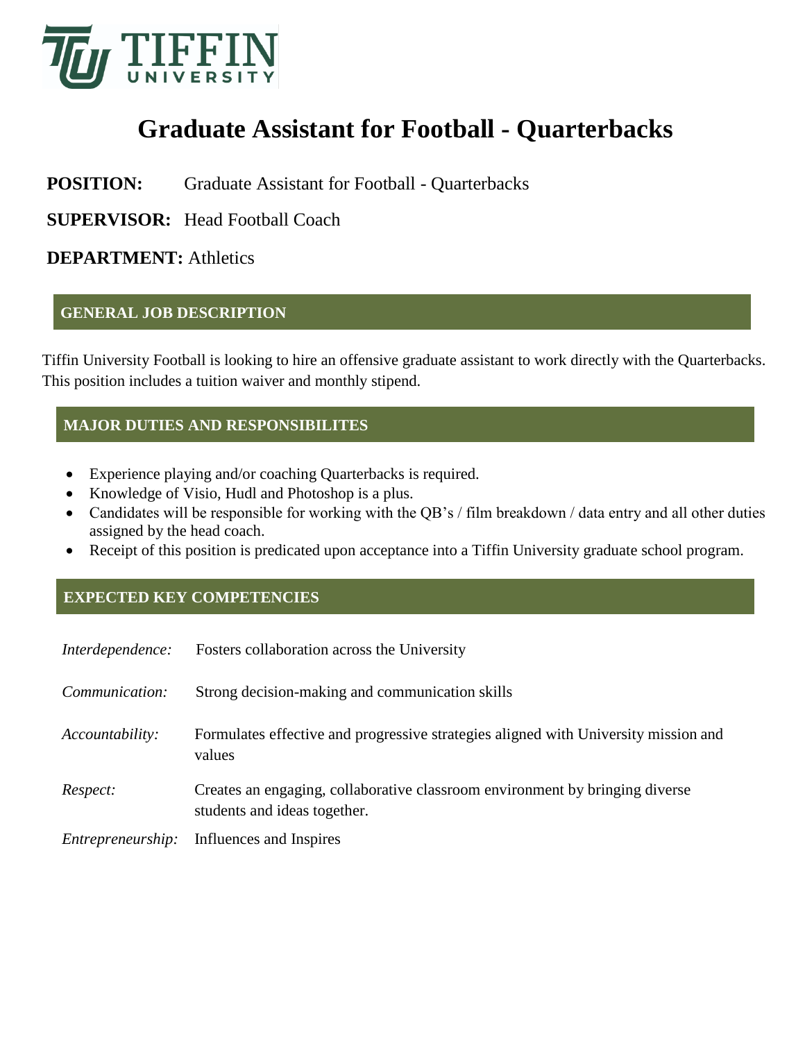# Graduate Assistant for Football - Quarterbacks

**POSITION:** Graduate Assistant for Football - Quarterbacks

**SUPERVISOR:** Head Football Coach

**DEPARTMENT:** Athletics

## GENERAL JOB DESCRIPTION

Tiffin University Football is looking to hire an offensive graduate assistant to work directly with the Quarterbacks. This position includes a tuition waiver and monthly stipend.

## MAJOR DUTIES AND RESPONSIBILITES

- Experience playing and/or coaching Quarterbacks is required.
- Knowledge of Visio, Hudl and Photoshop is a plus.
- Candidates will be responsible for working with the QB's / film breakdown / data entry and all other duties assigned by the head coach.
- Receipt of this position is predicated upon acceptance into a Tiffin University graduate school program.

## EXPECTED KEY COMPETENCIES

*Interdependence:* Fosters collaboration across the University

*Communication:* Strong decision-making and communication skills

*Accountability:* Formulates effective and progressive strategies aligned with University mission and values

*Respect:* Creates an engaging, collaborative classroom environment by bringing diverse students and ideas together.

*Entrepreneurship:* Influences and Inspires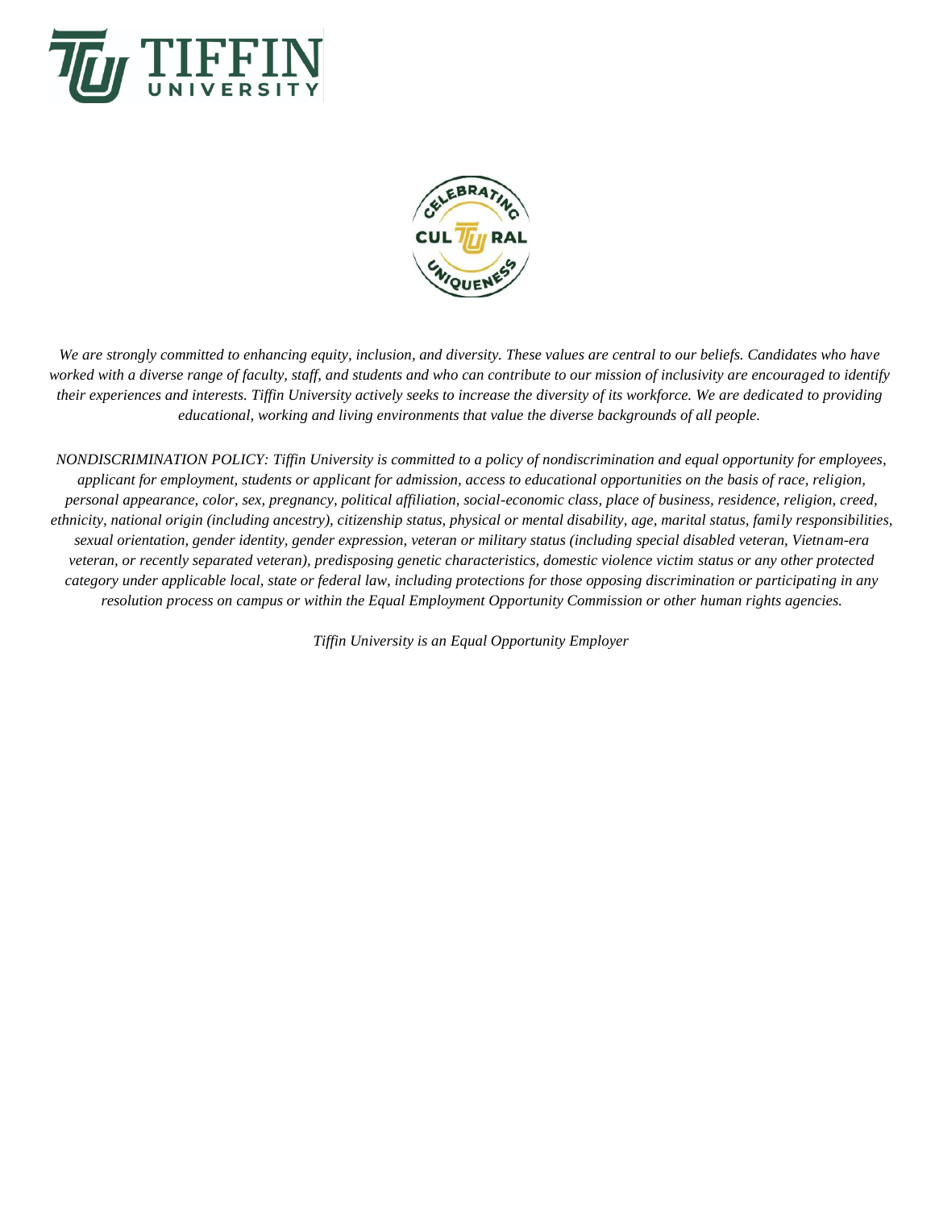*We are strongly committed to enhancing equity, inclusion, and diversity. These values are central to our beliefs. Candidates who have worked with a diverse range of faculty, staff, and students and who can contribute to our mission of inclusivity are encouraged to identify their experiences and interests. Tiffin University actively seeks to increase the diversity of its workforce. We are dedicated to providing educational, working and living environments that value the diverse backgrounds of all people.*

*NONDISCRIMINATION POLICY: Tiffin University is committed to a policy of nondiscrimination and equal opportunity for employees, applicant for employment, students or applicant for admission, access to educational opportunities on the basis of race, religion, personal appearance, color, sex, pregnancy, political affiliation, social-economic class, place of business, residence, religion, creed, ethnicity, national origin (including ancestry), citizenship status, physical or mental disability, age, marital status, family responsibilities, sexual orientation, gender identity, gender expression, veteran or military status (including special disabled veteran, Vietnam-era veteran, or recently separated veteran), predisposing genetic characteristics, domestic violence victim status or any other protected category under applicable local, state or federal law, including protections for those opposing discrimination or participating in any resolution process on campus or within the Equal Employment Opportunity Commission or other human rights agencies.*

*Tiffin University is an Equal Opportunity Employer*